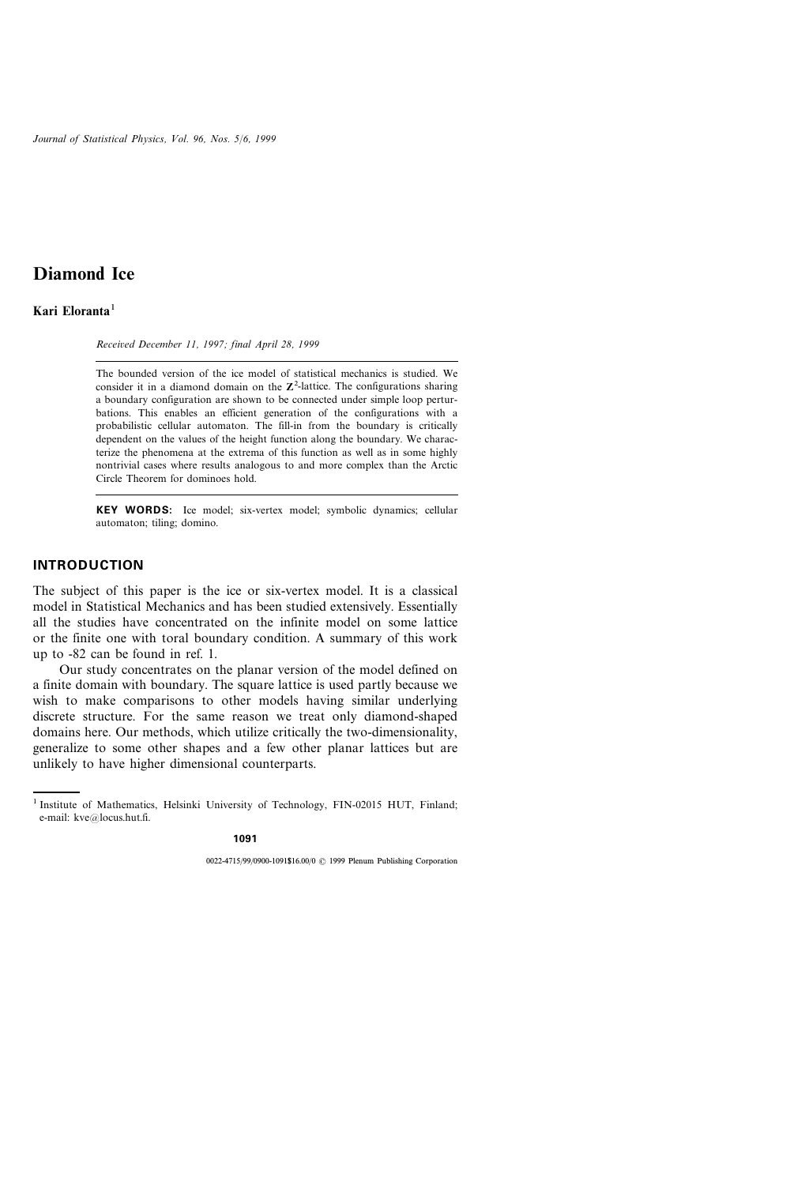# Diamond Ice

**Kari Eloranta**[1]

*Received December 11, 1997; final April 28, 1999*

The bounded version of the ice model of statistical mechanics is studied. We consider it in a diamond domain on the $\mathbf{Z}^2$-lattice. The configurations sharing a boundary configuration are shown to be connected under simple loop perturbations. This enables an efficient generation of the configurations with a probabilistic cellular automaton. The fill-in from the boundary is critically dependent on the values of the height function along the boundary. We characterize the phenomena at the extrema of this function as well as in some highly nontrivial cases where results analogous to and more complex than the Arctic Circle Theorem for dominoes hold.

**KEY WORDS:** Ice model; six-vertex model; symbolic dynamics; cellular automaton; tiling; domino.

## INTRODUCTION

The subject of this paper is the ice or six-vertex model. It is a classical model in Statistical Mechanics and has been studied extensively. Essentially all the studies have concentrated on the infinite model on some lattice or the finite one with toral boundary condition. A summary of this work up to -82 can be found in ref. 1.

Our study concentrates on the planar version of the model defined on a finite domain with boundary. The square lattice is used partly because we wish to make comparisons to other models having similar underlying discrete structure. For the same reason we treat only diamond-shaped domains here. Our methods, which utilize critically the two-dimensionality, generalize to some other shapes and a few other planar lattices but are unlikely to have higher dimensional counterparts.

---

[1] Institute of Mathematics, Helsinki University of Technology, FIN-02015 HUT, Finland; e-mail: kve@locus.hut.fi.

0022-4715/99/0900-1091$16.00/0 © 1999 Plenum Publishing Corporation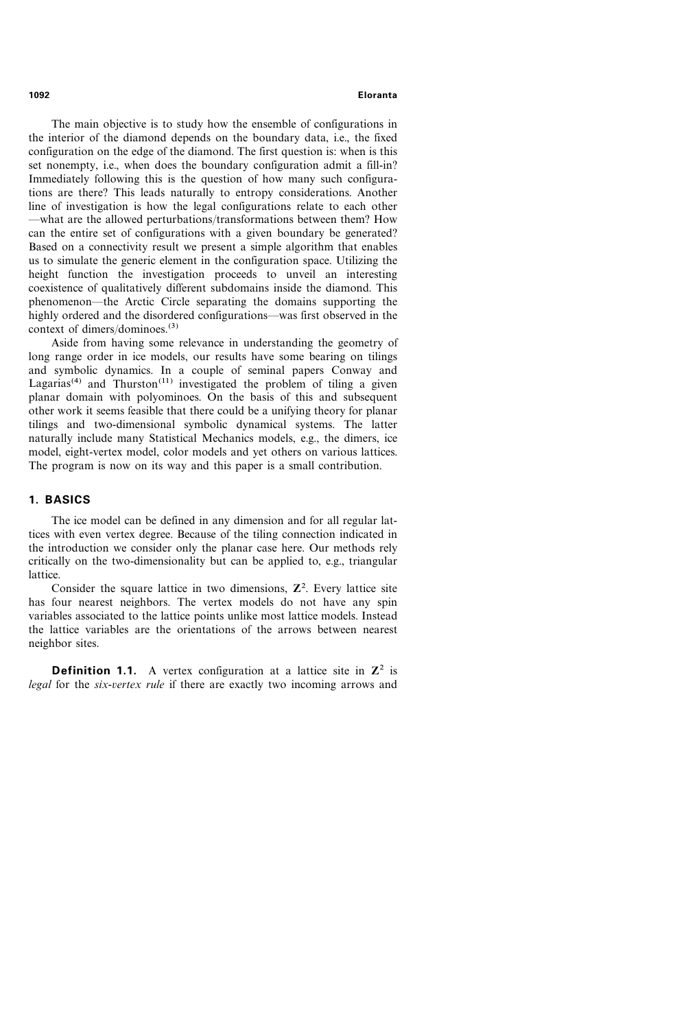The main objective is to study how the ensemble of configurations in the interior of the diamond depends on the boundary data, i.e., the fixed configuration on the edge of the diamond. The first question is: when is this set nonempty, i.e., when does the boundary configuration admit a fill-in? Immediately following this is the question of how many such configurations are there? This leads naturally to entropy considerations. Another line of investigation is how the legal configurations relate to each other —what are the allowed perturbations/transformations between them? How can the entire set of configurations with a given boundary be generated? Based on a connectivity result we present a simple algorithm that enables us to simulate the generic element in the configuration space. Utilizing the height function the investigation proceeds to unveil an interesting coexistence of qualitatively different subdomains inside the diamond. This phenomenon—the Arctic Circle separating the domains supporting the highly ordered and the disordered configurations—was first observed in the context of dimers/dominoes.[3]

Aside from having some relevance in understanding the geometry of long range order in ice models, our results have some bearing on tilings and symbolic dynamics. In a couple of seminal papers Conway and Lagarias[4] and Thurston[11] investigated the problem of tiling a given planar domain with polyominoes. On the basis of this and subsequent other work it seems feasible that there could be a unifying theory for planar tilings and two-dimensional symbolic dynamical systems. The latter naturally include many Statistical Mechanics models, e.g., the dimers, ice model, eight-vertex model, color models and yet others on various lattices. The program is now on its way and this paper is a small contribution.

## 1. BASICS

The ice model can be defined in any dimension and for all regular lattices with even vertex degree. Because of the tiling connection indicated in the introduction we consider only the planar case here. Our methods rely critically on the two-dimensionality but can be applied to, e.g., triangular lattice.

Consider the square lattice in two dimensions, $\mathbf{Z}^2$. Every lattice site has four nearest neighbors. The vertex models do not have any spin variables associated to the lattice points unlike most lattice models. Instead the lattice variables are the orientations of the arrows between nearest neighbor sites.

**Definition 1.1.** A vertex configuration at a lattice site in $\mathbf{Z}^2$ is *legal* for the *six-vertex rule* if there are exactly two incoming arrows and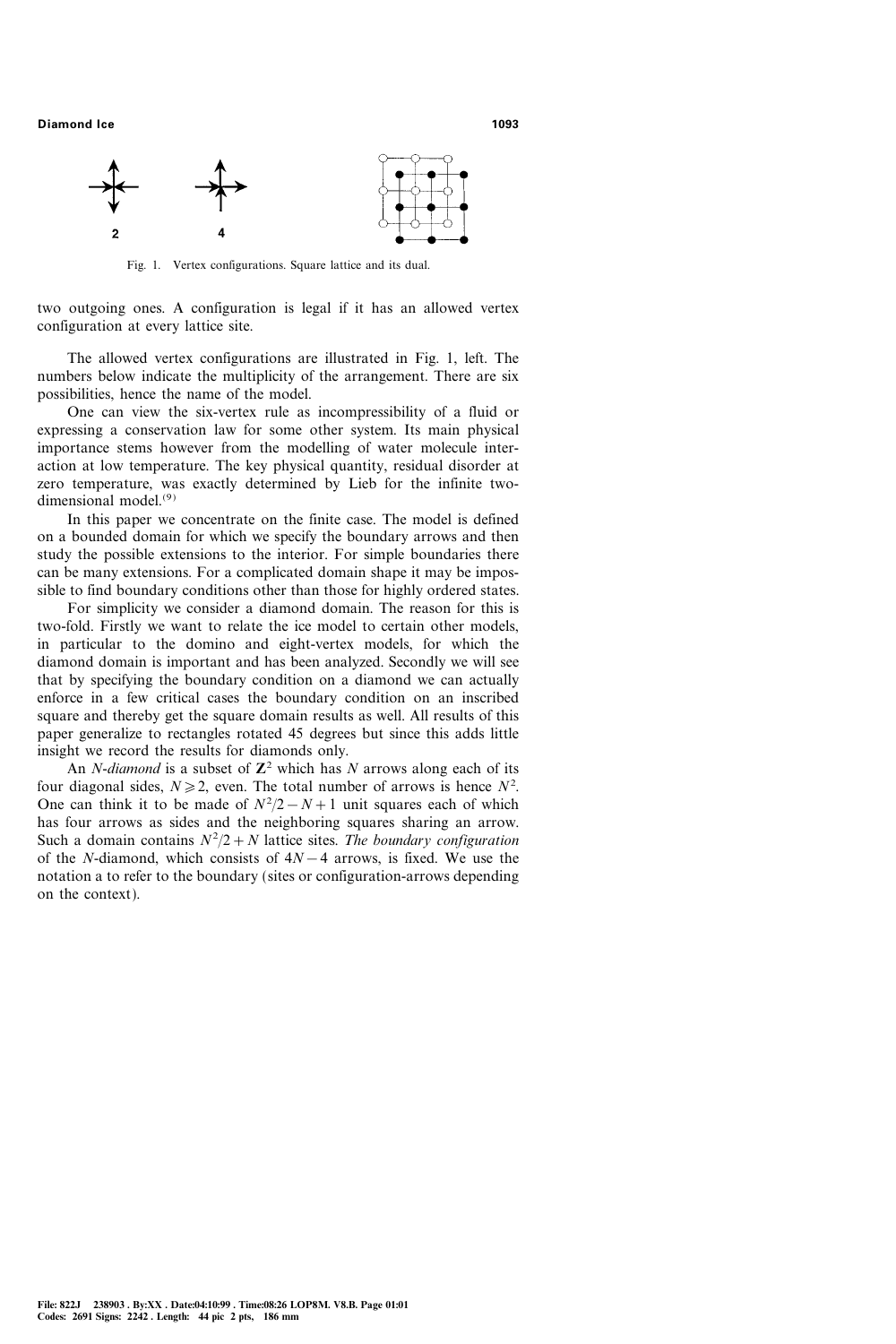Fig. 1. Vertex configurations. Square lattice and its dual.

two outgoing ones. A configuration is legal if it has an allowed vertex configuration at every lattice site.

The allowed vertex configurations are illustrated in Fig. 1, left. The numbers below indicate the multiplicity of the arrangement. There are six possibilities, hence the name of the model.

One can view the six-vertex rule as incompressibility of a fluid or expressing a conservation law for some other system. Its main physical importance stems however from the modelling of water molecule interaction at low temperature. The key physical quantity, residual disorder at zero temperature, was exactly determined by Lieb for the infinite two-dimensional model.[9]

In this paper we concentrate on the finite case. The model is defined on a bounded domain for which we specify the boundary arrows and then study the possible extensions to the interior. For simple boundaries there can be many extensions. For a complicated domain shape it may be impossible to find boundary conditions other than those for highly ordered states.

For simplicity we consider a diamond domain. The reason for this is two-fold. Firstly we want to relate the ice model to certain other models, in particular to the domino and eight-vertex models, for which the diamond domain is important and has been analyzed. Secondly we will see that by specifying the boundary condition on a diamond we can actually enforce in a few critical cases the boundary condition on an inscribed square and thereby get the square domain results as well. All results of this paper generalize to rectangles rotated 45 degrees but since this adds little insight we record the results for diamonds only.

An *N-diamond* is a subset of $\mathbf{Z}^2$ which has $N$ arrows along each of its four diagonal sides, $N \geqslant 2$, even. The total number of arrows is hence $N^2$. One can think it to be made of $N^2/2 - N + 1$ unit squares each of which has four arrows as sides and the neighboring squares sharing an arrow. Such a domain contains $N^2/2 + N$ lattice sites. *The boundary configuration* of the $N$-diamond, which consists of $4N - 4$ arrows, is fixed. We use the notation a to refer to the boundary (sites or configuration-arrows depending on the context).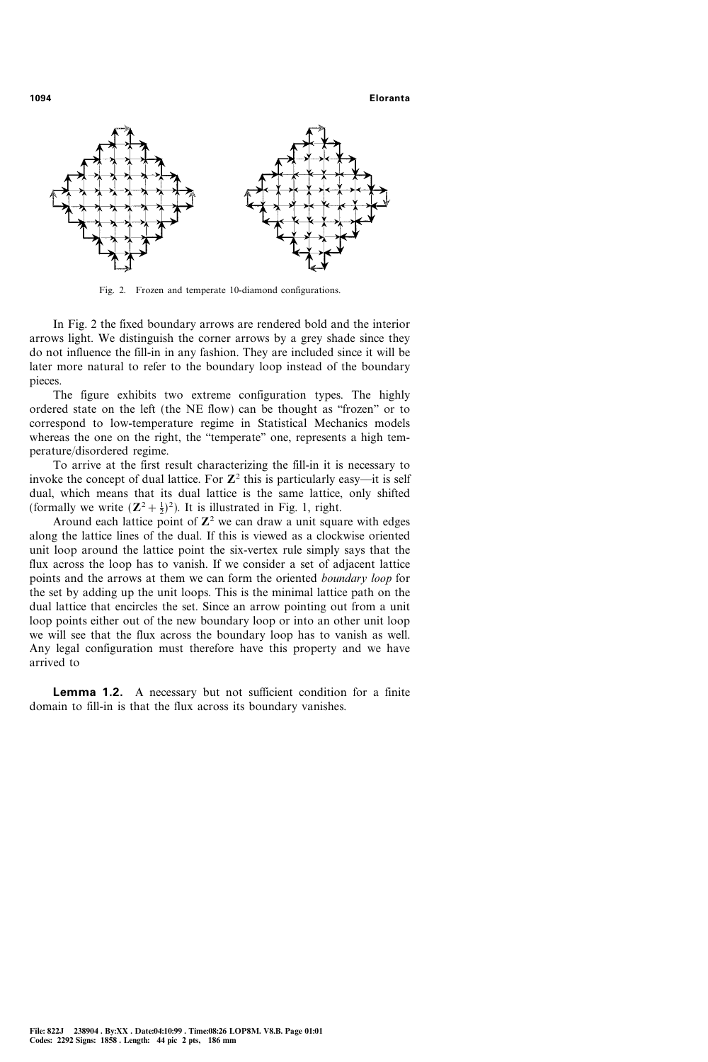Fig. 2. Frozen and temperate 10-diamond configurations.

In Fig. 2 the fixed boundary arrows are rendered bold and the interior arrows light. We distinguish the corner arrows by a grey shade since they do not influence the fill-in in any fashion. They are included since it will be later more natural to refer to the boundary loop instead of the boundary pieces.

The figure exhibits two extreme configuration types. The highly ordered state on the left (the NE flow) can be thought as "frozen" or to correspond to low-temperature regime in Statistical Mechanics models whereas the one on the right, the "temperate" one, represents a high temperature/disordered regime.

To arrive at the first result characterizing the fill-in it is necessary to invoke the concept of dual lattice. For $\mathbf{Z}^2$ this is particularly easy—it is self dual, which means that its dual lattice is the same lattice, only shifted (formally we write $(\mathbf{Z}^2 + \frac{1}{2})^2$). It is illustrated in Fig. 1, right.

Around each lattice point of $\mathbf{Z}^2$ we can draw a unit square with edges along the lattice lines of the dual. If this is viewed as a clockwise oriented unit loop around the lattice point the six-vertex rule simply says that the flux across the loop has to vanish. If we consider a set of adjacent lattice points and the arrows at them we can form the oriented *boundary loop* for the set by adding up the unit loops. This is the minimal lattice path on the dual lattice that encircles the set. Since an arrow pointing out from a unit loop points either out of the new boundary loop or into an other unit loop we will see that the flux across the boundary loop has to vanish as well. Any legal configuration must therefore have this property and we have arrived to

**Lemma 1.2.** A necessary but not sufficient condition for a finite domain to fill-in is that the flux across its boundary vanishes.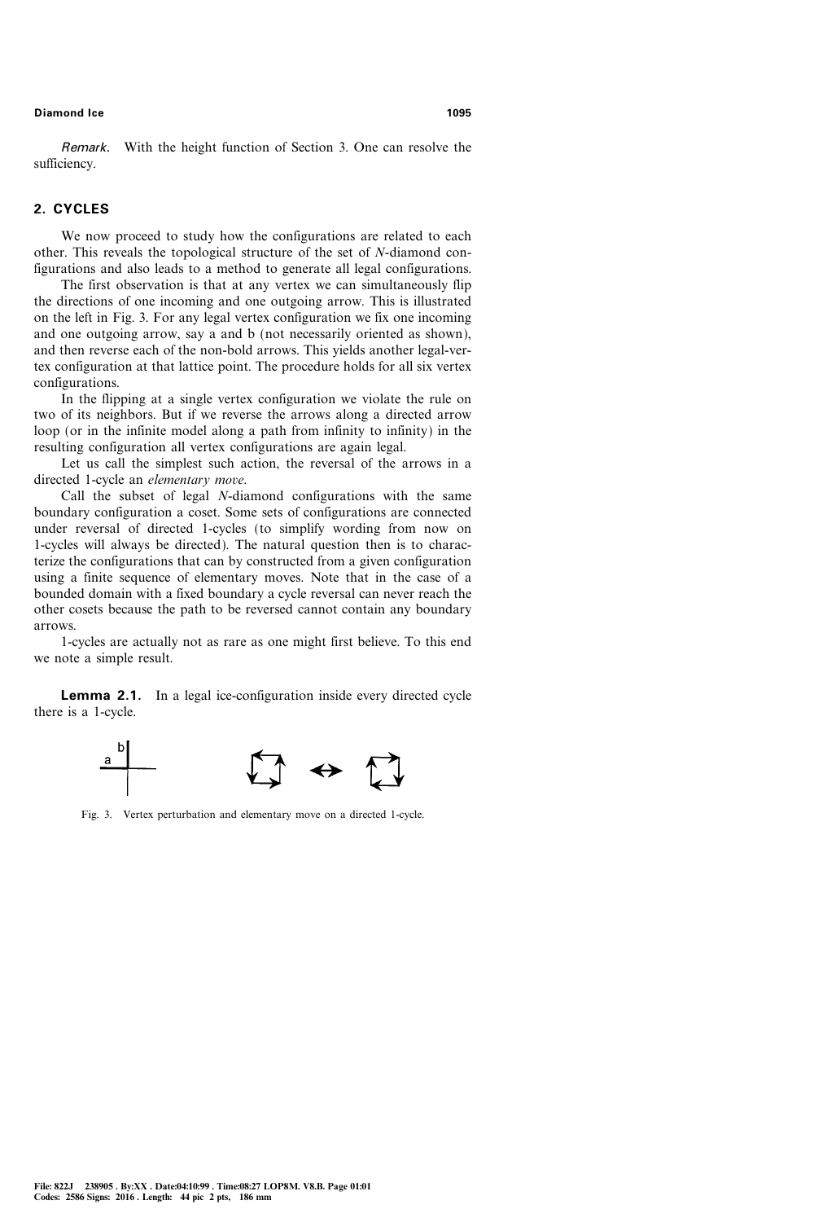*Remark.* With the height function of Section 3. One can resolve the sufficiency.

## 2. CYCLES

We now proceed to study how the configurations are related to each other. This reveals the topological structure of the set of $N$-diamond configurations and also leads to a method to generate all legal configurations.

The first observation is that at any vertex we can simultaneously flip the directions of one incoming and one outgoing arrow. This is illustrated on the left in Fig. 3. For any legal vertex configuration we fix one incoming and one outgoing arrow, say a and b (not necessarily oriented as shown), and then reverse each of the non-bold arrows. This yields another legal-vertex configuration at that lattice point. The procedure holds for all six vertex configurations.

In the flipping at a single vertex configuration we violate the rule on two of its neighbors. But if we reverse the arrows along a directed arrow loop (or in the infinite model along a path from infinity to infinity) in the resulting configuration all vertex configurations are again legal.

Let us call the simplest such action, the reversal of the arrows in a directed 1-cycle an *elementary move*.

Call the subset of legal $N$-diamond configurations with the same boundary configuration a coset. Some sets of configurations are connected under reversal of directed 1-cycles (to simplify wording from now on 1-cycles will always be directed). The natural question then is to characterize the configurations that can by constructed from a given configuration using a finite sequence of elementary moves. Note that in the case of a bounded domain with a fixed boundary a cycle reversal can never reach the other cosets because the path to be reversed cannot contain any boundary arrows.

1-cycles are actually not as rare as one might first believe. To this end we note a simple result.

**Lemma 2.1.** In a legal ice-configuration inside every directed cycle there is a 1-cycle.

Fig. 3. Vertex perturbation and elementary move on a directed 1-cycle.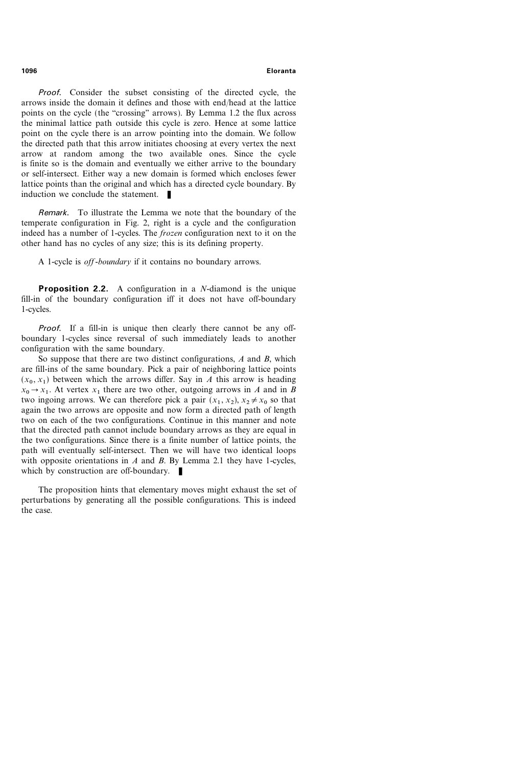*Proof.* Consider the subset consisting of the directed cycle, the arrows inside the domain it defines and those with end/head at the lattice points on the cycle (the "crossing" arrows). By Lemma 1.2 the flux across the minimal lattice path outside this cycle is zero. Hence at some lattice point on the cycle there is an arrow pointing into the domain. We follow the directed path that this arrow initiates choosing at every vertex the next arrow at random among the two available ones. Since the cycle is finite so is the domain and eventually we either arrive to the boundary or self-intersect. Either way a new domain is formed which encloses fewer lattice points than the original and which has a directed cycle boundary. By induction we conclude the statement. ∎

*Remark.* To illustrate the Lemma we note that the boundary of the temperate configuration in Fig. 2, right is a cycle and the configuration indeed has a number of 1-cycles. The *frozen* configuration next to it on the other hand has no cycles of any size; this is its defining property.

A 1-cycle is *off-boundary* if it contains no boundary arrows.

**Proposition 2.2.** A configuration in a $N$-diamond is the unique fill-in of the boundary configuration iff it does not have off-boundary 1-cycles.

*Proof.* If a fill-in is unique then clearly there cannot be any off-boundary 1-cycles since reversal of such immediately leads to another configuration with the same boundary.

So suppose that there are two distinct configurations, $A$ and $B$, which are fill-ins of the same boundary. Pick a pair of neighboring lattice points $(x_0, x_1)$ between which the arrows differ. Say in $A$ this arrow is heading $x_0 \to x_1$. At vertex $x_1$ there are two other, outgoing arrows in $A$ and in $B$ two ingoing arrows. We can therefore pick a pair $(x_1, x_2)$, $x_2 \neq x_0$ so that again the two arrows are opposite and now form a directed path of length two on each of the two configurations. Continue in this manner and note that the directed path cannot include boundary arrows as they are equal in the two configurations. Since there is a finite number of lattice points, the path will eventually self-intersect. Then we will have two identical loops with opposite orientations in $A$ and $B$. By Lemma 2.1 they have 1-cycles, which by construction are off-boundary. ∎

The proposition hints that elementary moves might exhaust the set of perturbations by generating all the possible configurations. This is indeed the case.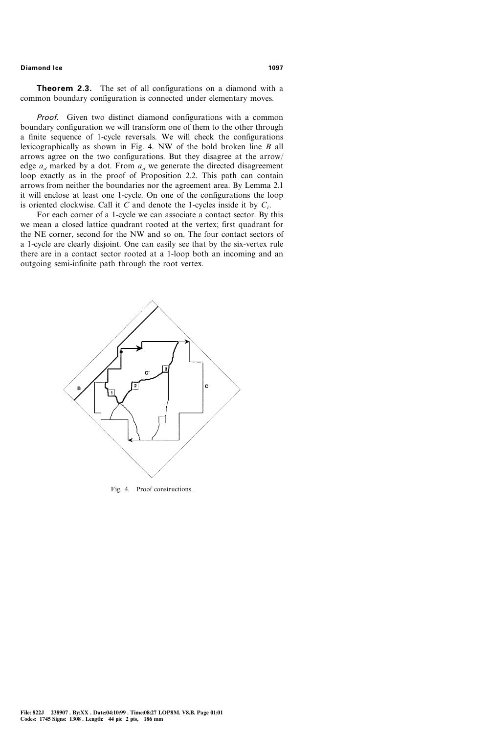**Theorem 2.3.** The set of all configurations on a diamond with a common boundary configuration is connected under elementary moves.

*Proof.* Given two distinct diamond configurations with a common boundary configuration we will transform one of them to the other through a finite sequence of 1-cycle reversals. We will check the configurations lexicographically as shown in Fig. 4. NW of the bold broken line $B$ all arrows agree on the two configurations. But they disagree at the arrow/edge $a_d$ marked by a dot. From $a_d$ we generate the directed disagreement loop exactly as in the proof of Proposition 2.2. This path can contain arrows from neither the boundaries nor the agreement area. By Lemma 2.1 it will enclose at least one 1-cycle. On one of the configurations the loop is oriented clockwise. Call it $C$ and denote the 1-cycles inside it by $C_i$.

For each corner of a 1-cycle we can associate a contact sector. By this we mean a closed lattice quadrant rooted at the vertex; first quadrant for the NE corner, second for the NW and so on. The four contact sectors of a 1-cycle are clearly disjoint. One can easily see that by the six-vertex rule there are in a contact sector rooted at a 1-loop both an incoming and an outgoing semi-infinite path through the root vertex.

Fig. 4. Proof constructions.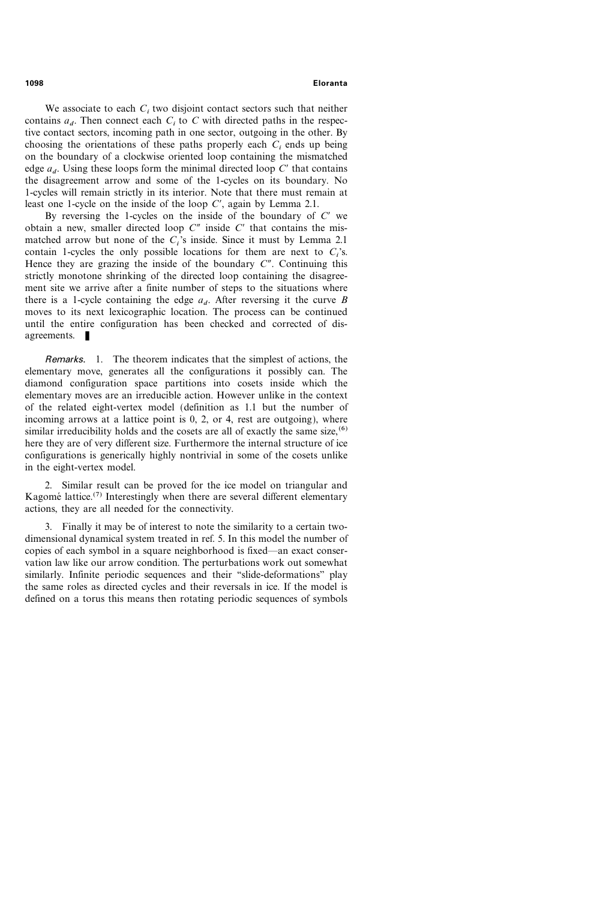We associate to each $C_i$ two disjoint contact sectors such that neither contains $a_d$. Then connect each $C_i$ to $C$ with directed paths in the respective contact sectors, incoming path in one sector, outgoing in the other. By choosing the orientations of these paths properly each $C_i$ ends up being on the boundary of a clockwise oriented loop containing the mismatched edge $a_d$. Using these loops form the minimal directed loop $C'$ that contains the disagreement arrow and some of the 1-cycles on its boundary. No 1-cycles will remain strictly in its interior. Note that there must remain at least one 1-cycle on the inside of the loop $C'$, again by Lemma 2.1.

By reversing the 1-cycles on the inside of the boundary of $C'$ we obtain a new, smaller directed loop $C''$ inside $C'$ that contains the mismatched arrow but none of the $C_i$'s inside. Since it must by Lemma 2.1 contain 1-cycles the only possible locations for them are next to $C_i$'s. Hence they are grazing the inside of the boundary $C''$. Continuing this strictly monotone shrinking of the directed loop containing the disagreement site we arrive after a finite number of steps to the situations where there is a 1-cycle containing the edge $a_d$. After reversing it the curve $B$ moves to its next lexicographic location. The process can be continued until the entire configuration has been checked and corrected of disagreements. ∎

*Remarks.* 1. The theorem indicates that the simplest of actions, the elementary move, generates all the configurations it possibly can. The diamond configuration space partitions into cosets inside which the elementary moves are an irreducible action. However unlike in the context of the related eight-vertex model (definition as 1.1 but the number of incoming arrows at a lattice point is 0, 2, or 4, rest are outgoing), where similar irreducibility holds and the cosets are all of exactly the same size,[6] here they are of very different size. Furthermore the internal structure of ice configurations is generically highly nontrivial in some of the cosets unlike in the eight-vertex model.

2. Similar result can be proved for the ice model on triangular and Kagomé lattice.[7] Interestingly when there are several different elementary actions, they are all needed for the connectivity.

3. Finally it may be of interest to note the similarity to a certain two-dimensional dynamical system treated in ref. 5. In this model the number of copies of each symbol in a square neighborhood is fixed—an exact conservation law like our arrow condition. The perturbations work out somewhat similarly. Infinite periodic sequences and their "slide-deformations" play the same roles as directed cycles and their reversals in ice. If the model is defined on a torus this means then rotating periodic sequences of symbols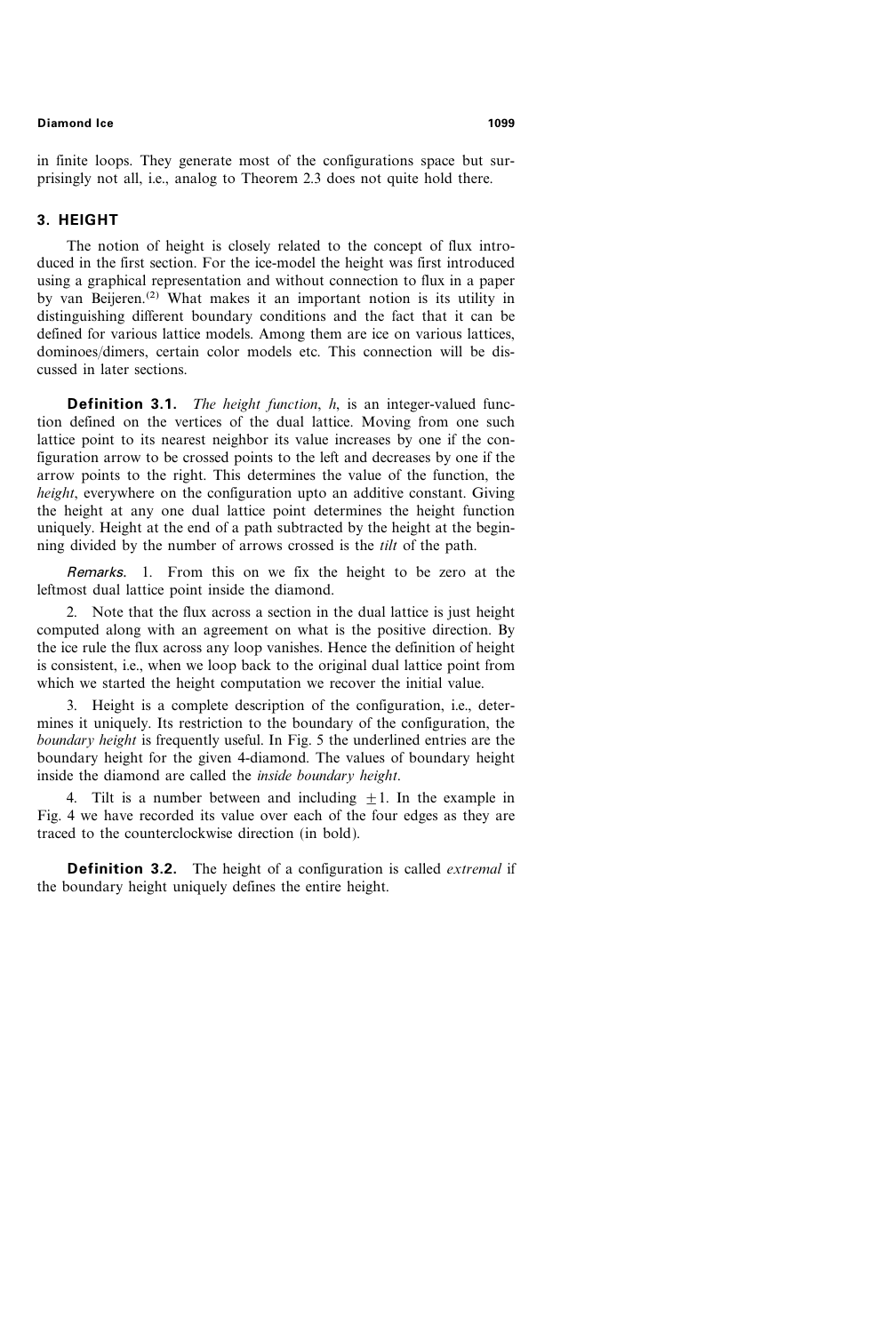in finite loops. They generate most of the configurations space but surprisingly not all, i.e., analog to Theorem 2.3 does not quite hold there.

## 3. HEIGHT

The notion of height is closely related to the concept of flux introduced in the first section. For the ice-model the height was first introduced using a graphical representation and without connection to flux in a paper by van Beijeren.[2] What makes it an important notion is its utility in distinguishing different boundary conditions and the fact that it can be defined for various lattice models. Among them are ice on various lattices, dominoes/dimers, certain color models etc. This connection will be discussed in later sections.

**Definition 3.1.** *The height function*, $h$, is an integer-valued function defined on the vertices of the dual lattice. Moving from one such lattice point to its nearest neighbor its value increases by one if the configuration arrow to be crossed points to the left and decreases by one if the arrow points to the right. This determines the value of the function, the *height*, everywhere on the configuration upto an additive constant. Giving the height at any one dual lattice point determines the height function uniquely. Height at the end of a path subtracted by the height at the beginning divided by the number of arrows crossed is the *tilt* of the path.

*Remarks.* 1. From this on we fix the height to be zero at the leftmost dual lattice point inside the diamond.

2. Note that the flux across a section in the dual lattice is just height computed along with an agreement on what is the positive direction. By the ice rule the flux across any loop vanishes. Hence the definition of height is consistent, i.e., when we loop back to the original dual lattice point from which we started the height computation we recover the initial value.

3. Height is a complete description of the configuration, i.e., determines it uniquely. Its restriction to the boundary of the configuration, the *boundary height* is frequently useful. In Fig. 5 the underlined entries are the boundary height for the given 4-diamond. The values of boundary height inside the diamond are called the *inside boundary height*.

4. Tilt is a number between and including $\pm 1$. In the example in Fig. 4 we have recorded its value over each of the four edges as they are traced to the counterclockwise direction (in bold).

**Definition 3.2.** The height of a configuration is called *extremal* if the boundary height uniquely defines the entire height.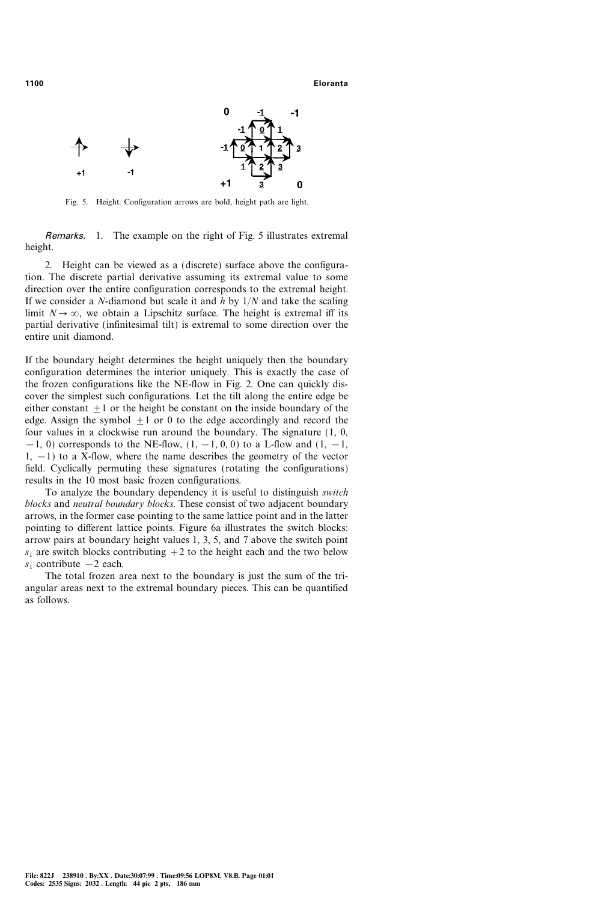Fig. 5. Height. Configuration arrows are bold, height path are light.

*Remarks.* 1. The example on the right of Fig. 5 illustrates extremal height.

2. Height can be viewed as a (discrete) surface above the configuration. The discrete partial derivative assuming its extremal value to some direction over the entire configuration corresponds to the extremal height. If we consider a $N$-diamond but scale it and $h$ by $1/N$ and take the scaling limit $N \to \infty$, we obtain a Lipschitz surface. The height is extremal iff its partial derivative (infinitesimal tilt) is extremal to some direction over the entire unit diamond.

If the boundary height determines the height uniquely then the boundary configuration determines the interior uniquely. This is exactly the case of the frozen configurations like the NE-flow in Fig. 2. One can quickly discover the simplest such configurations. Let the tilt along the entire edge be either constant $\pm 1$ or the height be constant on the inside boundary of the edge. Assign the symbol $\pm 1$ or 0 to the edge accordingly and record the four values in a clockwise run around the boundary. The signature $(1, 0, -1, 0)$ corresponds to the NE-flow, $(1, -1, 0, 0)$ to a L-flow and $(1, -1, 1, -1)$ to a X-flow, where the name describes the geometry of the vector field. Cyclically permuting these signatures (rotating the configurations) results in the 10 most basic frozen configurations.

To analyze the boundary dependency it is useful to distinguish *switch blocks* and *neutral boundary blocks*. These consist of two adjacent boundary arrows, in the former case pointing to the same lattice point and in the latter pointing to different lattice points. Figure 6a illustrates the switch blocks: arrow pairs at boundary height values 1, 3, 5, and 7 above the switch point $s_1$ are switch blocks contributing $+2$ to the height each and the two below $s_1$ contribute $-2$ each.

The total frozen area next to the boundary is just the sum of the triangular areas next to the extremal boundary pieces. This can be quantified as follows.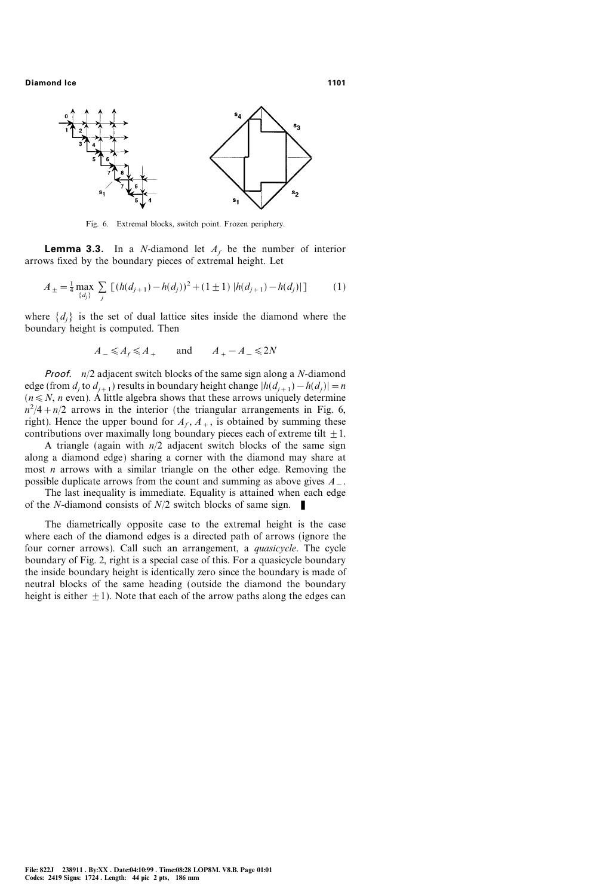Fig. 6. Extremal blocks, switch point. Frozen periphery.

**Lemma 3.3.** In a $N$-diamond let $A_f$ be the number of interior arrows fixed by the boundary pieces of extremal height. Let

$$A_{\pm} = \frac{1}{4} \max_{\{d_j\}} \sum_j \left[ (h(d_{j+1}) - h(d_j))^2 + (1 \pm 1)\, |h(d_{j+1}) - h(d_j)| \right] \tag{1}$$

where $\{d_j\}$ is the set of dual lattice sites inside the diamond where the boundary height is computed. Then

$$A_- \leqslant A_f \leqslant A_+ \qquad \text{and} \qquad A_+ - A_- \leqslant 2N$$

*Proof.* $n/2$ adjacent switch blocks of the same sign along a $N$-diamond edge (from $d_j$ to $d_{j+1}$) results in boundary height change $|h(d_{j+1}) - h(d_j)| = n$ ($n \leqslant N$, $n$ even). A little algebra shows that these arrows uniquely determine $n^2/4 + n/2$ arrows in the interior (the triangular arrangements in Fig. 6, right). Hence the upper bound for $A_f$, $A_+$, is obtained by summing these contributions over maximally long boundary pieces each of extreme tilt $\pm 1$.

A triangle (again with $n/2$ adjacent switch blocks of the same sign along a diamond edge) sharing a corner with the diamond may share at most $n$ arrows with a similar triangle on the other edge. Removing the possible duplicate arrows from the count and summing as above gives $A_-$.

The last inequality is immediate. Equality is attained when each edge of the $N$-diamond consists of $N/2$ switch blocks of same sign. ∎

The diametrically opposite case to the extremal height is the case where each of the diamond edges is a directed path of arrows (ignore the four corner arrows). Call such an arrangement, a *quasicycle*. The cycle boundary of Fig. 2, right is a special case of this. For a quasicycle boundary the inside boundary height is identically zero since the boundary is made of neutral blocks of the same heading (outside the diamond the boundary height is either $\pm 1$). Note that each of the arrow paths along the edges can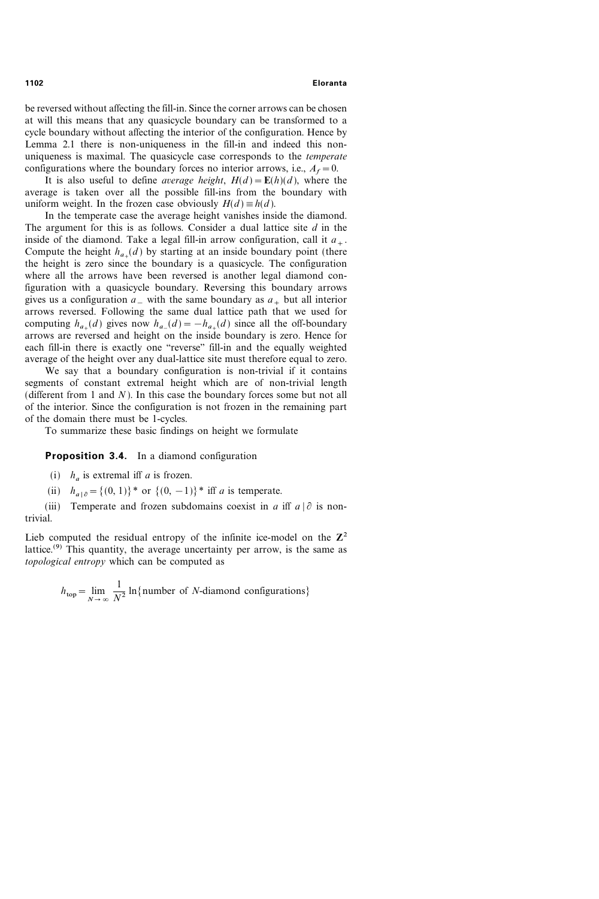be reversed without affecting the fill-in. Since the corner arrows can be chosen at will this means that any quasicycle boundary can be transformed to a cycle boundary without affecting the interior of the configuration. Hence by Lemma 2.1 there is non-uniqueness in the fill-in and indeed this non-uniqueness is maximal. The quasicycle case corresponds to the *temperate* configurations where the boundary forces no interior arrows, i.e., $A_f = 0$.

It is also useful to define *average height*, $H(d) = \mathbf{E}(h)(d)$, where the average is taken over all the possible fill-ins from the boundary with uniform weight. In the frozen case obviously $H(d) \equiv h(d)$.

In the temperate case the average height vanishes inside the diamond. The argument for this is as follows. Consider a dual lattice site $d$ in the inside of the diamond. Take a legal fill-in arrow configuration, call it $a_+$. Compute the height $h_{a_+}(d)$ by starting at an inside boundary point (there the height is zero since the boundary is a quasicycle. The configuration where all the arrows have been reversed is another legal diamond configuration with a quasicycle boundary. Reversing this boundary arrows gives us a configuration $a_-$ with the same boundary as $a_+$ but all interior arrows reversed. Following the same dual lattice path that we used for computing $h_{a_+}(d)$ gives now $h_{a_-}(d) = -h_{a_+}(d)$ since all the off-boundary arrows are reversed and height on the inside boundary is zero. Hence for each fill-in there is exactly one "reverse" fill-in and the equally weighted average of the height over any dual-lattice site must therefore equal to zero.

We say that a boundary configuration is non-trivial if it contains segments of constant extremal height which are of non-trivial length (different from 1 and $N$). In this case the boundary forces some but not all of the interior. Since the configuration is not frozen in the remaining part of the domain there must be 1-cycles.

To summarize these basic findings on height we formulate

**Proposition 3.4.** In a diamond configuration

(i) $h_a$ is extremal iff $a$ is frozen.

(ii) $h_{a \mid \partial} = \{(0, 1)\}^*$ or $\{(0, -1)\}^*$ iff $a$ is temperate.

(iii) Temperate and frozen subdomains coexist in $a$ iff $a \mid \partial$ is non-trivial.

Lieb computed the residual entropy of the infinite ice-model on the $\mathbf{Z}^2$ lattice.[9] This quantity, the average uncertainty per arrow, is the same as *topological entropy* which can be computed as

$$h_{\text{top}} = \lim_{N \to \infty} \frac{1}{N^2} \ln\{\text{number of } N\text{-diamond configurations}\}$$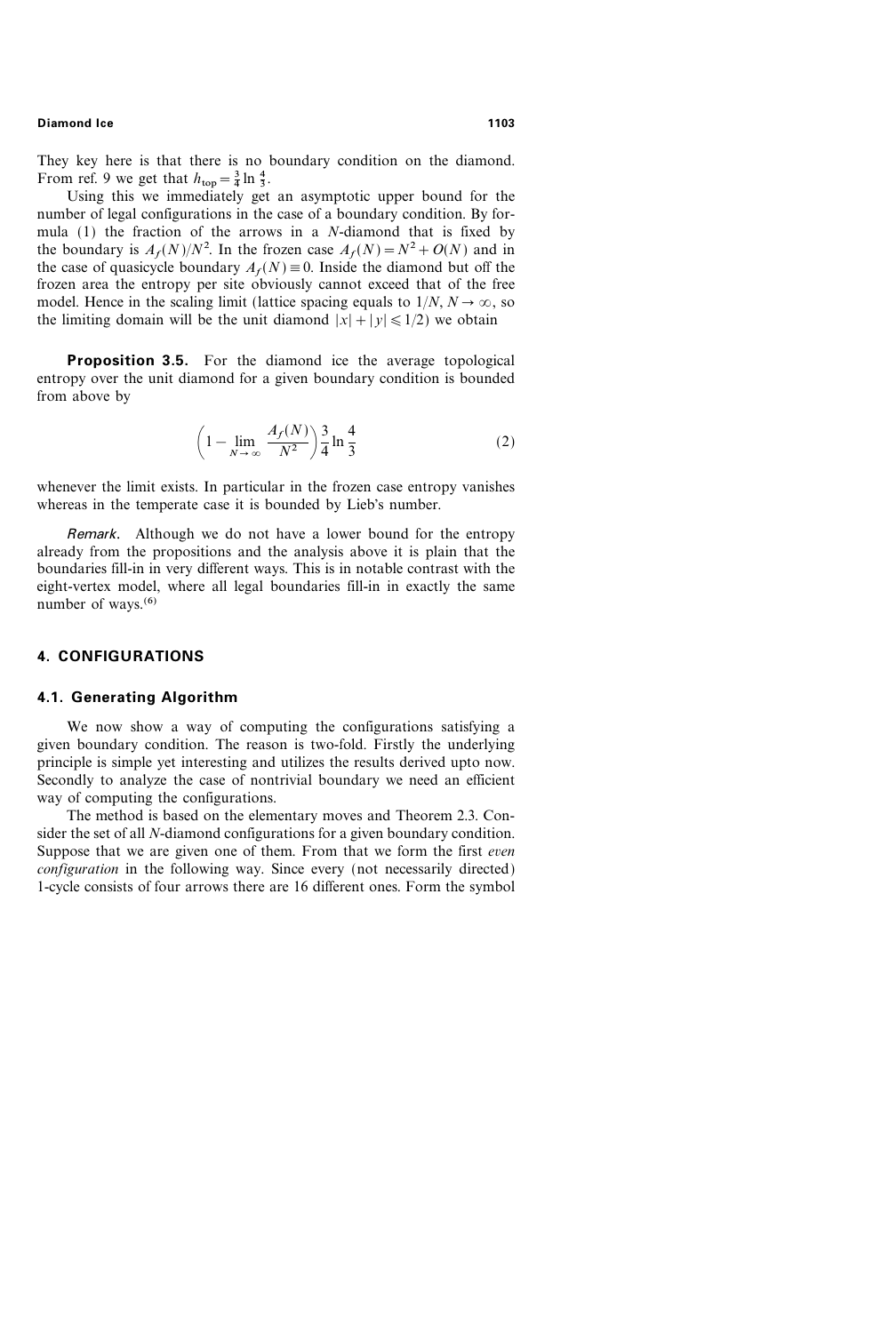They key here is that there is no boundary condition on the diamond. From ref. 9 we get that $h_{\text{top}} = \frac{3}{4} \ln \frac{4}{3}$.

Using this we immediately get an asymptotic upper bound for the number of legal configurations in the case of a boundary condition. By formula (1) the fraction of the arrows in a $N$-diamond that is fixed by the boundary is $A_f(N)/N^2$. In the frozen case $A_f(N) = N^2 + O(N)$ and in the case of quasicycle boundary $A_f(N) \equiv 0$. Inside the diamond but off the frozen area the entropy per site obviously cannot exceed that of the free model. Hence in the scaling limit (lattice spacing equals to $1/N$, $N \to \infty$, so the limiting domain will be the unit diamond $|x| + |y| \leqslant 1/2$) we obtain

**Proposition 3.5.** For the diamond ice the average topological entropy over the unit diamond for a given boundary condition is bounded from above by

$$\left(1 - \lim_{N \to \infty} \frac{A_f(N)}{N^2}\right) \frac{3}{4} \ln \frac{4}{3} \tag{2}$$

whenever the limit exists. In particular in the frozen case entropy vanishes whereas in the temperate case it is bounded by Lieb's number.

*Remark.* Although we do not have a lower bound for the entropy already from the propositions and the analysis above it is plain that the boundaries fill-in in very different ways. This is in notable contrast with the eight-vertex model, where all legal boundaries fill-in in exactly the same number of ways.[6]

## 4. CONFIGURATIONS

### 4.1. Generating Algorithm

We now show a way of computing the configurations satisfying a given boundary condition. The reason is two-fold. Firstly the underlying principle is simple yet interesting and utilizes the results derived upto now. Secondly to analyze the case of nontrivial boundary we need an efficient way of computing the configurations.

The method is based on the elementary moves and Theorem 2.3. Consider the set of all $N$-diamond configurations for a given boundary condition. Suppose that we are given one of them. From that we form the first *even configuration* in the following way. Since every (not necessarily directed) 1-cycle consists of four arrows there are 16 different ones. Form the symbol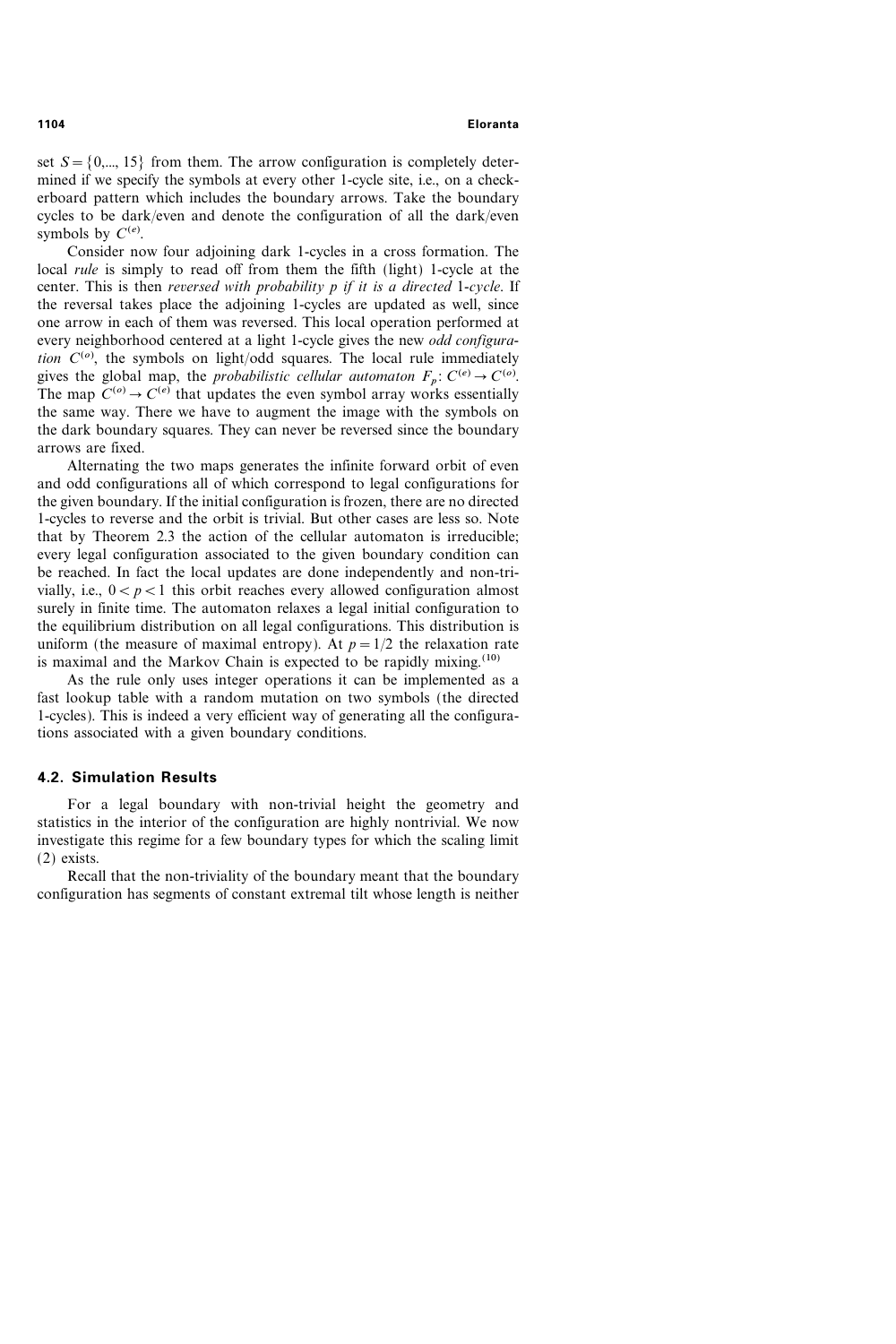set $S = \{0,..., 15\}$ from them. The arrow configuration is completely determined if we specify the symbols at every other 1-cycle site, i.e., on a checkerboard pattern which includes the boundary arrows. Take the boundary cycles to be dark/even and denote the configuration of all the dark/even symbols by $C^{(e)}$.

Consider now four adjoining dark 1-cycles in a cross formation. The local *rule* is simply to read off from them the fifth (light) 1-cycle at the center. This is then *reversed with probability p if it is a directed* 1-*cycle*. If the reversal takes place the adjoining 1-cycles are updated as well, since one arrow in each of them was reversed. This local operation performed at every neighborhood centered at a light 1-cycle gives the new *odd configuration* $C^{(o)}$, the symbols on light/odd squares. The local rule immediately gives the global map, the *probabilistic cellular automaton* $F_p: C^{(e)} \to C^{(o)}$. The map $C^{(o)} \to C^{(e)}$ that updates the even symbol array works essentially the same way. There we have to augment the image with the symbols on the dark boundary squares. They can never be reversed since the boundary arrows are fixed.

Alternating the two maps generates the infinite forward orbit of even and odd configurations all of which correspond to legal configurations for the given boundary. If the initial configuration is frozen, there are no directed 1-cycles to reverse and the orbit is trivial. But other cases are less so. Note that by Theorem 2.3 the action of the cellular automaton is irreducible; every legal configuration associated to the given boundary condition can be reached. In fact the local updates are done independently and non-trivially, i.e., $0 < p < 1$ this orbit reaches every allowed configuration almost surely in finite time. The automaton relaxes a legal initial configuration to the equilibrium distribution on all legal configurations. This distribution is uniform (the measure of maximal entropy). At $p = 1/2$ the relaxation rate is maximal and the Markov Chain is expected to be rapidly mixing.[10]

As the rule only uses integer operations it can be implemented as a fast lookup table with a random mutation on two symbols (the directed 1-cycles). This is indeed a very efficient way of generating all the configurations associated with a given boundary conditions.

### 4.2. Simulation Results

For a legal boundary with non-trivial height the geometry and statistics in the interior of the configuration are highly nontrivial. We now investigate this regime for a few boundary types for which the scaling limit (2) exists.

Recall that the non-triviality of the boundary meant that the boundary configuration has segments of constant extremal tilt whose length is neither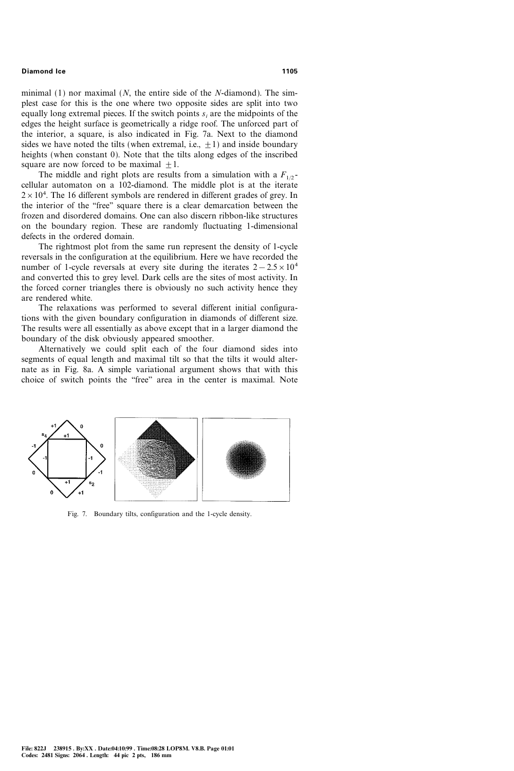minimal (1) nor maximal ($N$, the entire side of the $N$-diamond). The simplest case for this is the one where two opposite sides are split into two equally long extremal pieces. If the switch points $s_i$ are the midpoints of the edges the height surface is geometrically a ridge roof. The unforced part of the interior, a square, is also indicated in Fig. 7a. Next to the diamond sides we have noted the tilts (when extremal, i.e., $\pm 1$) and inside boundary heights (when constant 0). Note that the tilts along edges of the inscribed square are now forced to be maximal $\pm 1$.

The middle and right plots are results from a simulation with a $F_{1/2}$-cellular automaton on a 102-diamond. The middle plot is at the iterate $2 \times 10^4$. The 16 different symbols are rendered in different grades of grey. In the interior of the "free" square there is a clear demarcation between the frozen and disordered domains. One can also discern ribbon-like structures on the boundary region. These are randomly fluctuating 1-dimensional defects in the ordered domain.

The rightmost plot from the same run represent the density of 1-cycle reversals in the configuration at the equilibrium. Here we have recorded the number of 1-cycle reversals at every site during the iterates $2-2.5 \times 10^4$ and converted this to grey level. Dark cells are the sites of most activity. In the forced corner triangles there is obviously no such activity hence they are rendered white.

The relaxations was performed to several different initial configurations with the given boundary configuration in diamonds of different size. The results were all essentially as above except that in a larger diamond the boundary of the disk obviously appeared smoother.

Alternatively we could split each of the four diamond sides into segments of equal length and maximal tilt so that the tilts it would alternate as in Fig. 8a. A simple variational argument shows that with this choice of switch points the "free" area in the center is maximal. Note

Fig. 7. Boundary tilts, configuration and the 1-cycle density.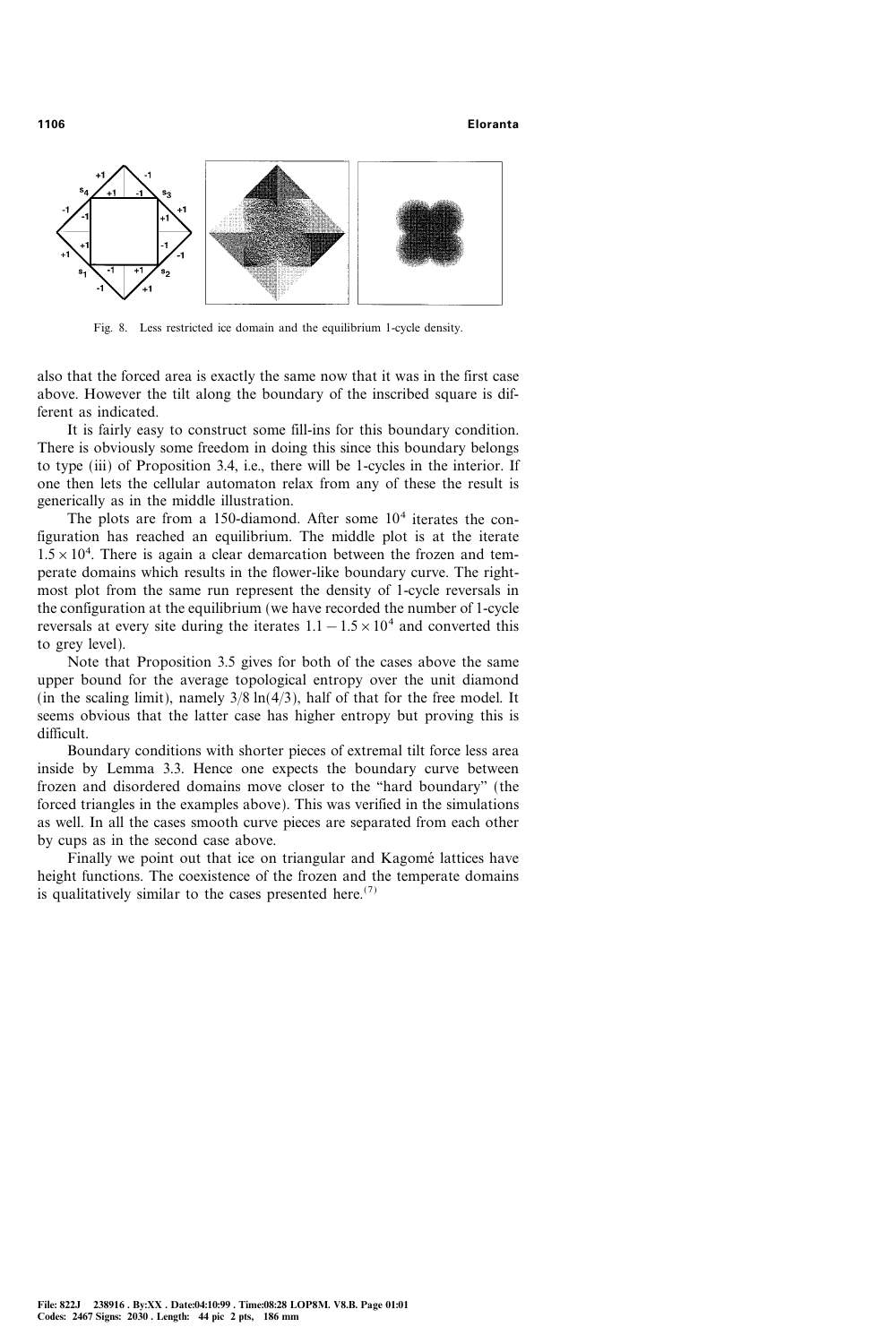Fig. 8. Less restricted ice domain and the equilibrium 1-cycle density.

also that the forced area is exactly the same now that it was in the first case above. However the tilt along the boundary of the inscribed square is different as indicated.

It is fairly easy to construct some fill-ins for this boundary condition. There is obviously some freedom in doing this since this boundary belongs to type (iii) of Proposition 3.4, i.e., there will be 1-cycles in the interior. If one then lets the cellular automaton relax from any of these the result is generically as in the middle illustration.

The plots are from a 150-diamond. After some $10^4$ iterates the configuration has reached an equilibrium. The middle plot is at the iterate $1.5 \times 10^4$. There is again a clear demarcation between the frozen and temperate domains which results in the flower-like boundary curve. The rightmost plot from the same run represent the density of 1-cycle reversals in the configuration at the equilibrium (we have recorded the number of 1-cycle reversals at every site during the iterates $1.1 - 1.5 \times 10^4$ and converted this to grey level).

Note that Proposition 3.5 gives for both of the cases above the same upper bound for the average topological entropy over the unit diamond (in the scaling limit), namely $3/8 \ln(4/3)$, half of that for the free model. It seems obvious that the latter case has higher entropy but proving this is difficult.

Boundary conditions with shorter pieces of extremal tilt force less area inside by Lemma 3.3. Hence one expects the boundary curve between frozen and disordered domains move closer to the "hard boundary" (the forced triangles in the examples above). This was verified in the simulations as well. In all the cases smooth curve pieces are separated from each other by cups as in the second case above.

Finally we point out that ice on triangular and Kagomé lattices have height functions. The coexistence of the frozen and the temperate domains is qualitatively similar to the cases presented here.[7]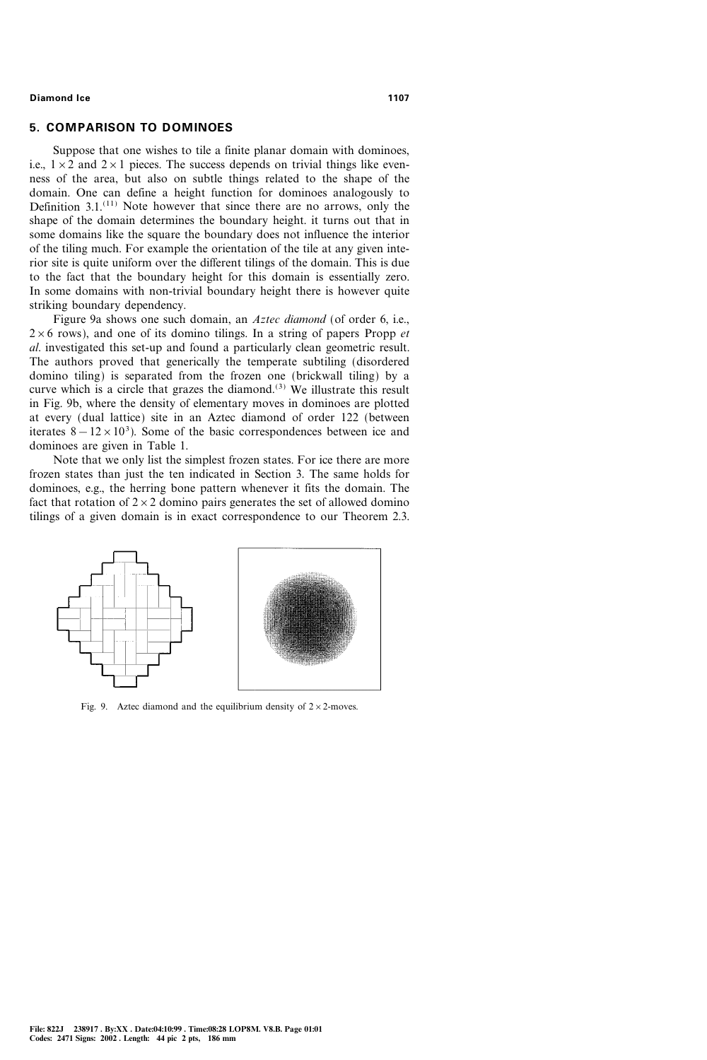## 5. COMPARISON TO DOMINOES

Suppose that one wishes to tile a finite planar domain with dominoes, i.e., $1 \times 2$ and $2 \times 1$ pieces. The success depends on trivial things like evenness of the area, but also on subtle things related to the shape of the domain. One can define a height function for dominoes analogously to Definition 3.1.[11] Note however that since there are no arrows, only the shape of the domain determines the boundary height. it turns out that in some domains like the square the boundary does not influence the interior of the tiling much. For example the orientation of the tile at any given interior site is quite uniform over the different tilings of the domain. This is due to the fact that the boundary height for this domain is essentially zero. In some domains with non-trivial boundary height there is however quite striking boundary dependency.

Figure 9a shows one such domain, an *Aztec diamond* (of order 6, i.e., $2 \times 6$ rows), and one of its domino tilings. In a string of papers Propp *et al*. investigated this set-up and found a particularly clean geometric result. The authors proved that generically the temperate subtiling (disordered domino tiling) is separated from the frozen one (brickwall tiling) by a curve which is a circle that grazes the diamond.[3] We illustrate this result in Fig. 9b, where the density of elementary moves in dominoes are plotted at every (dual lattice) site in an Aztec diamond of order 122 (between iterates $8 - 12 \times 10^3$). Some of the basic correspondences between ice and dominoes are given in Table 1.

Note that we only list the simplest frozen states. For ice there are more frozen states than just the ten indicated in Section 3. The same holds for dominoes, e.g., the herring bone pattern whenever it fits the domain. The fact that rotation of $2 \times 2$ domino pairs generates the set of allowed domino tilings of a given domain is in exact correspondence to our Theorem 2.3.

Fig. 9. Aztec diamond and the equilibrium density of $2 \times 2$-moves.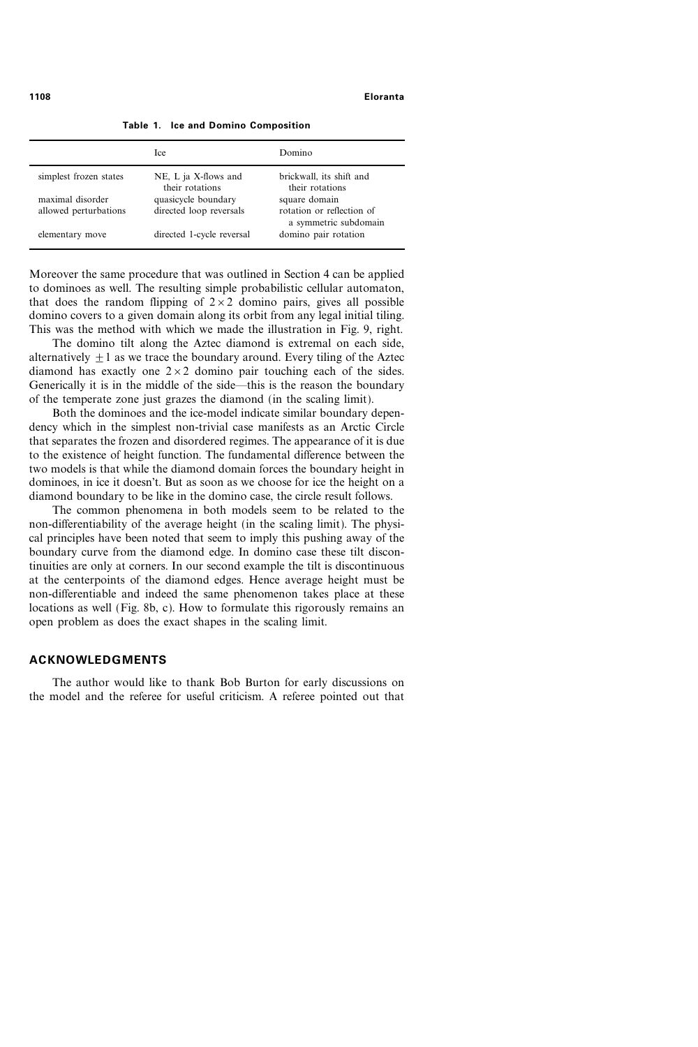**Table 1. Ice and Domino Composition**

| | Ice | Domino |
|---|---|---|
| simplest frozen states | NE, L ja X-flows and their rotations | brickwall, its shift and their rotations |
| maximal disorder | quasicycle boundary | square domain |
| allowed perturbations | directed loop reversals | rotation or reflection of a symmetric subdomain |
| elementary move | directed 1-cycle reversal | domino pair rotation |

Moreover the same procedure that was outlined in Section 4 can be applied to dominoes as well. The resulting simple probabilistic cellular automaton, that does the random flipping of $2 \times 2$ domino pairs, gives all possible domino covers to a given domain along its orbit from any legal initial tiling. This was the method with which we made the illustration in Fig. 9, right.

The domino tilt along the Aztec diamond is extremal on each side, alternatively $\pm 1$ as we trace the boundary around. Every tiling of the Aztec diamond has exactly one $2 \times 2$ domino pair touching each of the sides. Generically it is in the middle of the side—this is the reason the boundary of the temperate zone just grazes the diamond (in the scaling limit).

Both the dominoes and the ice-model indicate similar boundary dependency which in the simplest non-trivial case manifests as an Arctic Circle that separates the frozen and disordered regimes. The appearance of it is due to the existence of height function. The fundamental difference between the two models is that while the diamond domain forces the boundary height in dominoes, in ice it doesn't. But as soon as we choose for ice the height on a diamond boundary to be like in the domino case, the circle result follows.

The common phenomena in both models seem to be related to the non-differentiability of the average height (in the scaling limit). The physical principles have been noted that seem to imply this pushing away of the boundary curve from the diamond edge. In domino case these tilt discontinuities are only at corners. In our second example the tilt is discontinuous at the centerpoints of the diamond edges. Hence average height must be non-differentiable and indeed the same phenomenon takes place at these locations as well (Fig. 8b, c). How to formulate this rigorously remains an open problem as does the exact shapes in the scaling limit.

## ACKNOWLEDGMENTS

The author would like to thank Bob Burton for early discussions on the model and the referee for useful criticism. A referee pointed out that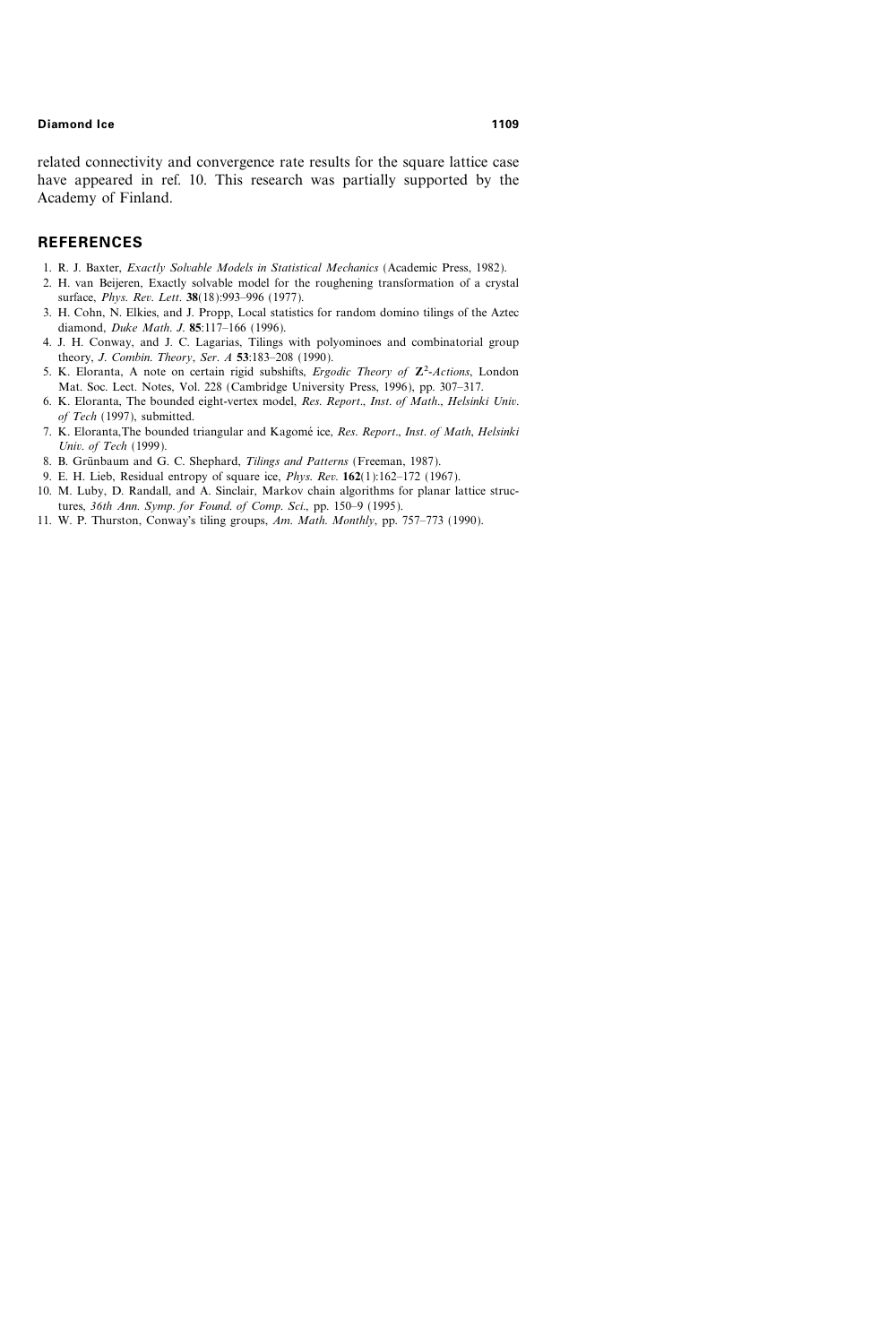related connectivity and convergence rate results for the square lattice case have appeared in ref. 10. This research was partially supported by the Academy of Finland.

## REFERENCES

1. R. J. Baxter, *Exactly Solvable Models in Statistical Mechanics* (Academic Press, 1982).
2. H. van Beijeren, Exactly solvable model for the roughening transformation of a crystal surface, *Phys. Rev. Lett.* **38**(18):993–996 (1977).
3. H. Cohn, N. Elkies, and J. Propp, Local statistics for random domino tilings of the Aztec diamond, *Duke Math. J.* **85**:117–166 (1996).
4. J. H. Conway, and J. C. Lagarias, Tilings with polyominoes and combinatorial group theory, *J. Combin. Theory, Ser. A* **53**:183–208 (1990).
5. K. Eloranta, A note on certain rigid subshifts, *Ergodic Theory of* $\mathbf{Z}^2$*-Actions*, London Mat. Soc. Lect. Notes, Vol. 228 (Cambridge University Press, 1996), pp. 307–317.
6. K. Eloranta, The bounded eight-vertex model, *Res. Report., Inst. of Math., Helsinki Univ. of Tech* (1997), submitted.
7. K. Eloranta, The bounded triangular and Kagomé ice, *Res. Report., Inst. of Math, Helsinki Univ. of Tech* (1999).
8. B. Grünbaum and G. C. Shephard, *Tilings and Patterns* (Freeman, 1987).
9. E. H. Lieb, Residual entropy of square ice, *Phys. Rev.* **162**(1):162–172 (1967).
10. M. Luby, D. Randall, and A. Sinclair, Markov chain algorithms for planar lattice structures, *36th Ann. Symp. for Found. of Comp. Sci.*, pp. 150–9 (1995).
11. W. P. Thurston, Conway's tiling groups, *Am. Math. Monthly*, pp. 757–773 (1990).